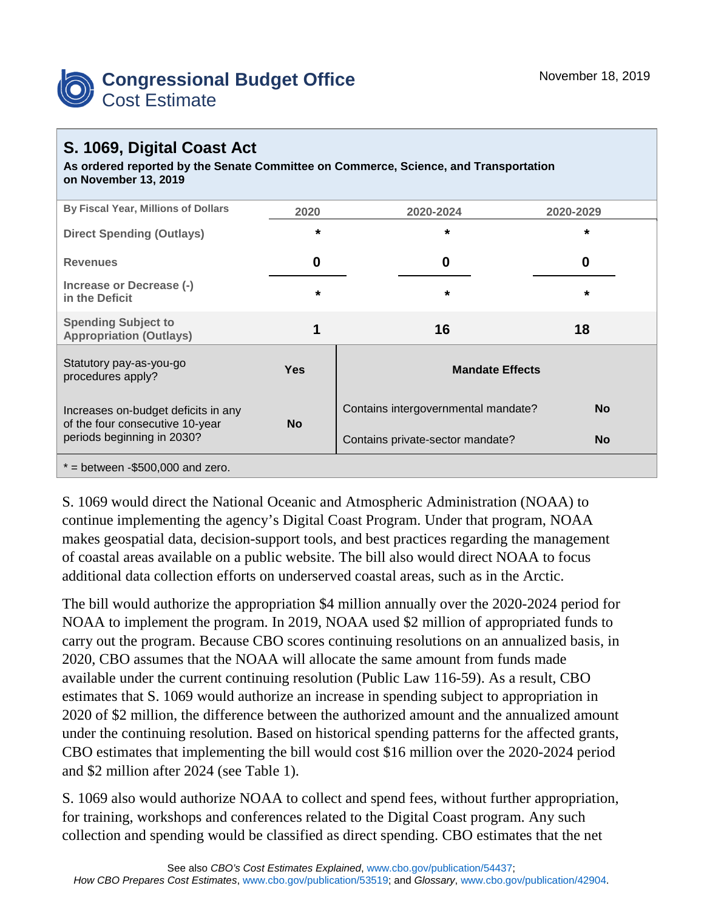# Congressional Budget Office
## Cost Estimate

November 18, 2019

## S. 1069, Digital Coast Act

**As ordered reported by the Senate Committee on Commerce, Science, and Transportation on November 13, 2019**

| By Fiscal Year, Millions of Dollars | 2020 | 2020-2024 | 2020-2029 |
|---|---|---|---|
| Direct Spending (Outlays) | * | * | * |
| Revenues | 0 | 0 | 0 |
| Increase or Decrease (-) in the Deficit | * | * | * |
| Spending Subject to Appropriation (Outlays) | 1 | 16 | 18 |

| | | Mandate Effects | |
|---|---|---|---|
| Statutory pay-as-you-go procedures apply? | Yes | Contains intergovernmental mandate? | No |
| Increases on-budget deficits in any of the four consecutive 10-year periods beginning in 2030? | No | Contains private-sector mandate? | No |

* = between -$500,000 and zero.

S. 1069 would direct the National Oceanic and Atmospheric Administration (NOAA) to continue implementing the agency's Digital Coast Program. Under that program, NOAA makes geospatial data, decision-support tools, and best practices regarding the management of coastal areas available on a public website. The bill also would direct NOAA to focus additional data collection efforts on underserved coastal areas, such as in the Arctic.

The bill would authorize the appropriation $4 million annually over the 2020-2024 period for NOAA to implement the program. In 2019, NOAA used $2 million of appropriated funds to carry out the program. Because CBO scores continuing resolutions on an annualized basis, in 2020, CBO assumes that the NOAA will allocate the same amount from funds made available under the current continuing resolution (Public Law 116-59). As a result, CBO estimates that S. 1069 would authorize an increase in spending subject to appropriation in 2020 of $2 million, the difference between the authorized amount and the annualized amount under the continuing resolution. Based on historical spending patterns for the affected grants, CBO estimates that implementing the bill would cost $16 million over the 2020-2024 period and $2 million after 2024 (see Table 1).

S. 1069 also would authorize NOAA to collect and spend fees, without further appropriation, for training, workshops and conferences related to the Digital Coast program. Any such collection and spending would be classified as direct spending. CBO estimates that the net

See also *CBO's Cost Estimates Explained*, www.cbo.gov/publication/54437; *How CBO Prepares Cost Estimates*, www.cbo.gov/publication/53519; and *Glossary*, www.cbo.gov/publication/42904.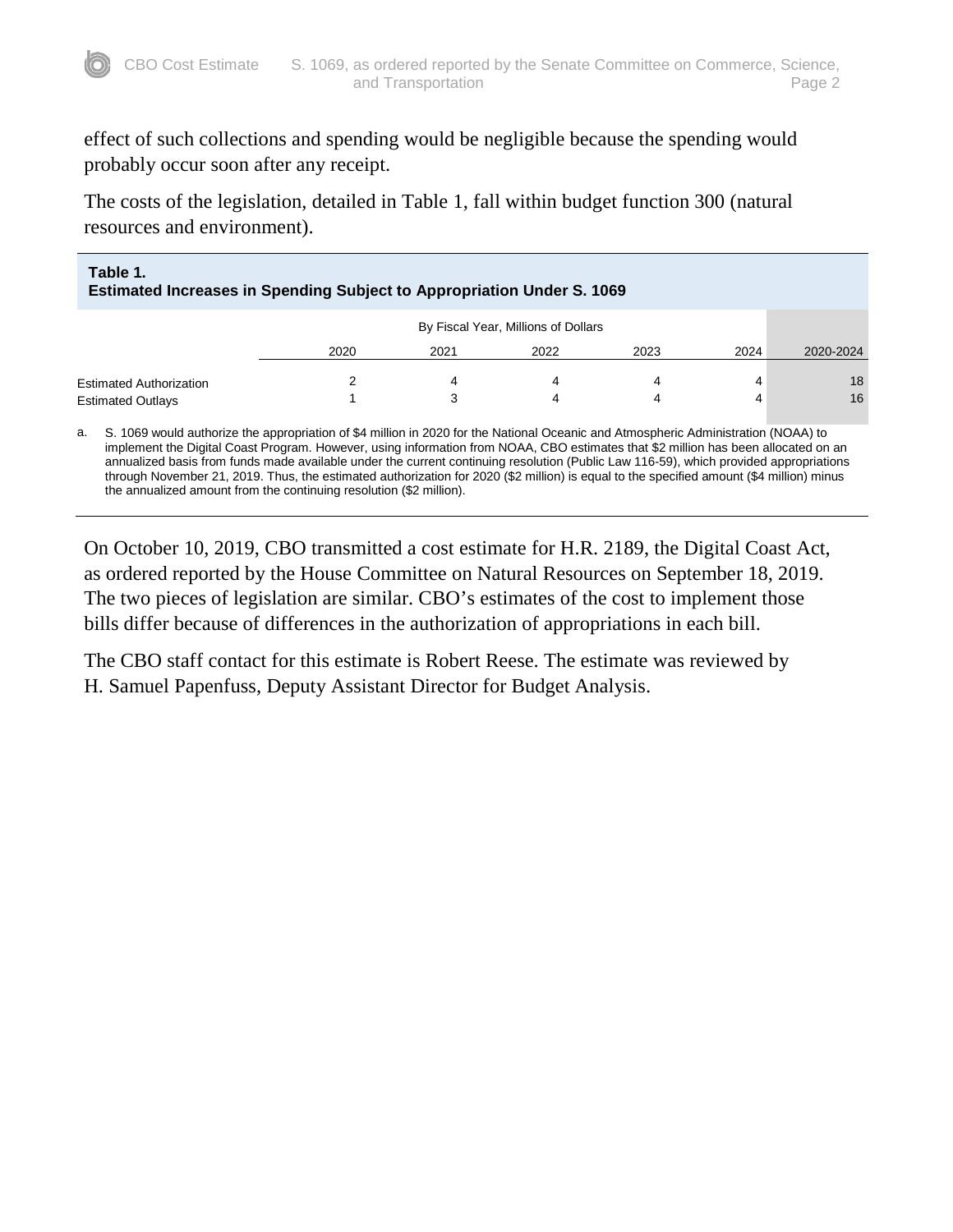effect of such collections and spending would be negligible because the spending would probably occur soon after any receipt.

The costs of the legislation, detailed in Table 1, fall within budget function 300 (natural resources and environment).

**Table 1.**
**Estimated Increases in Spending Subject to Appropriation Under S. 1069**

| | By Fiscal Year, Millions of Dollars | | | | | |
|---|---|---|---|---|---|---|
| | 2020 | 2021 | 2022 | 2023 | 2024 | 2020-2024 |
| Estimated Authorization | 2 | 4 | 4 | 4 | 4 | 18 |
| Estimated Outlays | 1 | 3 | 4 | 4 | 4 | 16 |

a. S. 1069 would authorize the appropriation of $4 million in 2020 for the National Oceanic and Atmospheric Administration (NOAA) to implement the Digital Coast Program. However, using information from NOAA, CBO estimates that $2 million has been allocated on an annualized basis from funds made available under the current continuing resolution (Public Law 116-59), which provided appropriations through November 21, 2019. Thus, the estimated authorization for 2020 ($2 million) is equal to the specified amount ($4 million) minus the annualized amount from the continuing resolution ($2 million).

On October 10, 2019, CBO transmitted a cost estimate for H.R. 2189, the Digital Coast Act, as ordered reported by the House Committee on Natural Resources on September 18, 2019. The two pieces of legislation are similar. CBO's estimates of the cost to implement those bills differ because of differences in the authorization of appropriations in each bill.

The CBO staff contact for this estimate is Robert Reese. The estimate was reviewed by H. Samuel Papenfuss, Deputy Assistant Director for Budget Analysis.